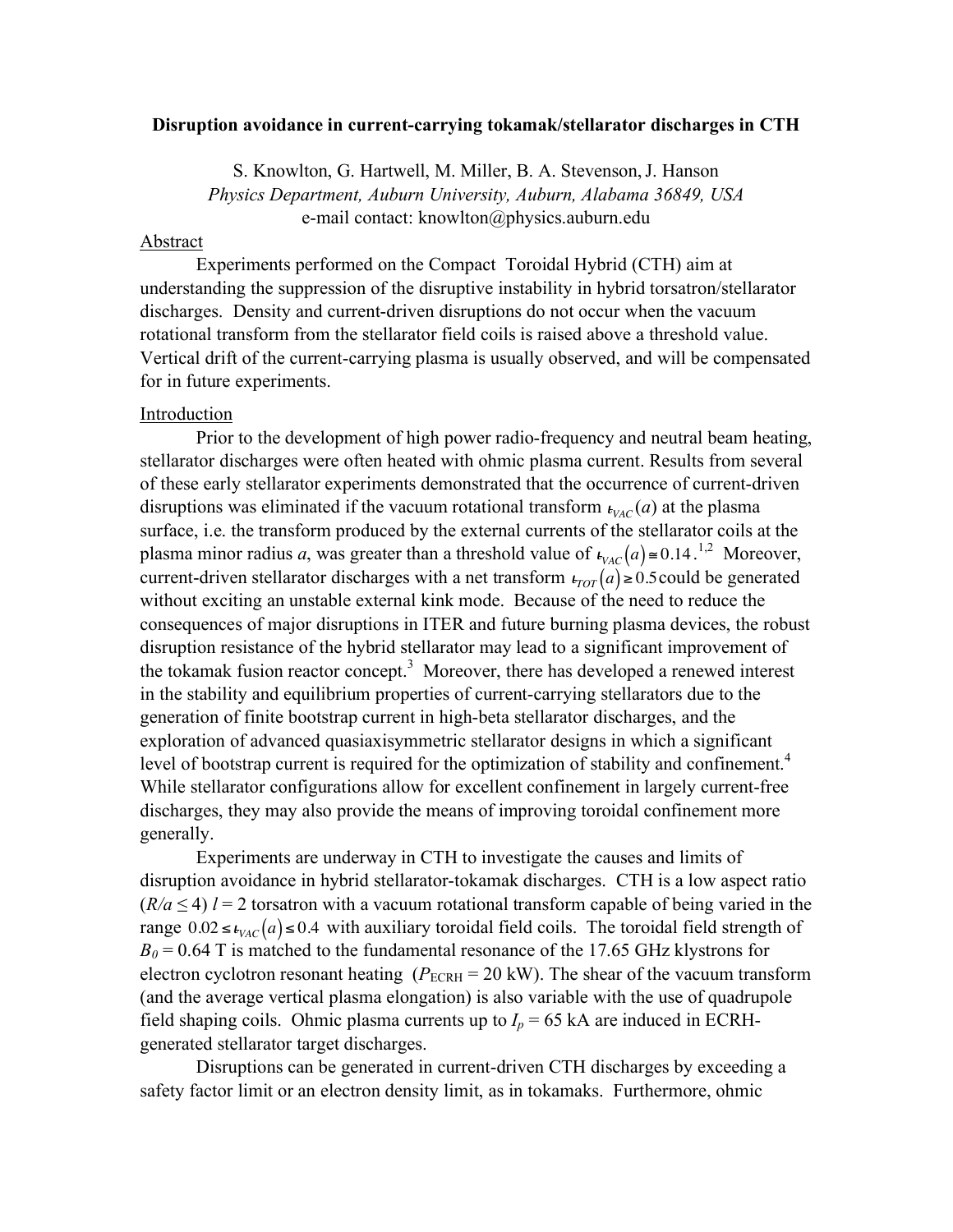# Disruption avoidance in current-carrying tokamak/stellarator discharges in CTH

S. Knowlton, G. Hartwell, M. Miller, B. A. Stevenson, J. Hanson
*Physics Department, Auburn University, Auburn, Alabama 36849, USA*
e-mail contact: knowlton@physics.auburn.edu

## Abstract

Experiments performed on the Compact Toroidal Hybrid (CTH) aim at understanding the suppression of the disruptive instability in hybrid torsatron/stellarator discharges. Density and current-driven disruptions do not occur when the vacuum rotational transform from the stellarator field coils is raised above a threshold value. Vertical drift of the current-carrying plasma is usually observed, and will be compensated for in future experiments.

## Introduction

Prior to the development of high power radio-frequency and neutral beam heating, stellarator discharges were often heated with ohmic plasma current. Results from several of these early stellarator experiments demonstrated that the occurrence of current-driven disruptions was eliminated if the vacuum rotational transform $\iota_{VAC}(a)$ at the plasma surface, i.e. the transform produced by the external currents of the stellarator coils at the plasma minor radius *a*, was greater than a threshold value of $\iota_{VAC}(a) \cong 0.14$.[1,2] Moreover, current-driven stellarator discharges with a net transform $\iota_{TOT}(a) \geq 0.5$ could be generated without exciting an unstable external kink mode. Because of the need to reduce the consequences of major disruptions in ITER and future burning plasma devices, the robust disruption resistance of the hybrid stellarator may lead to a significant improvement of the tokamak fusion reactor concept.[3] Moreover, there has developed a renewed interest in the stability and equilibrium properties of current-carrying stellarators due to the generation of finite bootstrap current in high-beta stellarator discharges, and the exploration of advanced quasiaxisymmetric stellarator designs in which a significant level of bootstrap current is required for the optimization of stability and confinement.[4] While stellarator configurations allow for excellent confinement in largely current-free discharges, they may also provide the means of improving toroidal confinement more generally.

Experiments are underway in CTH to investigate the causes and limits of disruption avoidance in hybrid stellarator-tokamak discharges. CTH is a low aspect ratio ($R/a \leq 4$) $l = 2$ torsatron with a vacuum rotational transform capable of being varied in the range $0.02 \leq \iota_{VAC}(a) \leq 0.4$ with auxiliary toroidal field coils. The toroidal field strength of $B_0 = 0.64$ T is matched to the fundamental resonance of the 17.65 GHz klystrons for electron cyclotron resonant heating ($P_{ECRH} = 20$ kW). The shear of the vacuum transform (and the average vertical plasma elongation) is also variable with the use of quadrupole field shaping coils. Ohmic plasma currents up to $I_p = 65$ kA are induced in ECRH-generated stellarator target discharges.

Disruptions can be generated in current-driven CTH discharges by exceeding a safety factor limit or an electron density limit, as in tokamaks. Furthermore, ohmic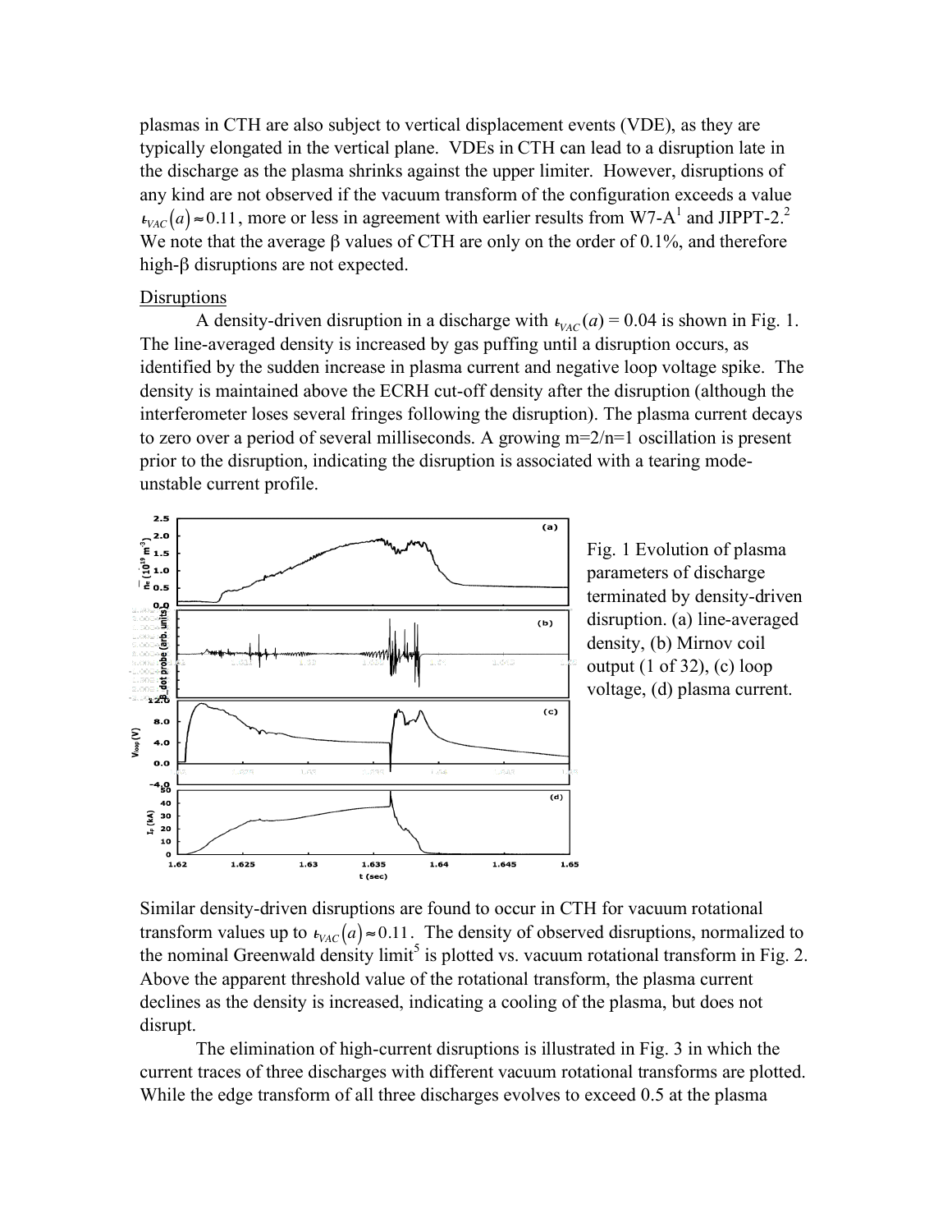plasmas in CTH are also subject to vertical displacement events (VDE), as they are typically elongated in the vertical plane. VDEs in CTH can lead to a disruption late in the discharge as the plasma shrinks against the upper limiter. However, disruptions of any kind are not observed if the vacuum transform of the configuration exceeds a value $\iota_{VAC}(a) \approx 0.11$, more or less in agreement with earlier results from W7-A[1] and JIPPT-2.[2] We note that the average β values of CTH are only on the order of 0.1%, and therefore high-β disruptions are not expected.

Disruptions

A density-driven disruption in a discharge with $\iota_{VAC}(a) = 0.04$ is shown in Fig. 1. The line-averaged density is increased by gas puffing until a disruption occurs, as identified by the sudden increase in plasma current and negative loop voltage spike. The density is maintained above the ECRH cut-off density after the disruption (although the interferometer loses several fringes following the disruption). The plasma current decays to zero over a period of several milliseconds. A growing m=2/n=1 oscillation is present prior to the disruption, indicating the disruption is associated with a tearing mode-unstable current profile.

Fig. 1 Evolution of plasma parameters of discharge terminated by density-driven disruption. (a) line-averaged density, (b) Mirnov coil output (1 of 32), (c) loop voltage, (d) plasma current.

Similar density-driven disruptions are found to occur in CTH for vacuum rotational transform values up to $\iota_{VAC}(a) \approx 0.11$. The density of observed disruptions, normalized to the nominal Greenwald density limit[5] is plotted vs. vacuum rotational transform in Fig. 2. Above the apparent threshold value of the rotational transform, the plasma current declines as the density is increased, indicating a cooling of the plasma, but does not disrupt.

The elimination of high-current disruptions is illustrated in Fig. 3 in which the current traces of three discharges with different vacuum rotational transforms are plotted. While the edge transform of all three discharges evolves to exceed 0.5 at the plasma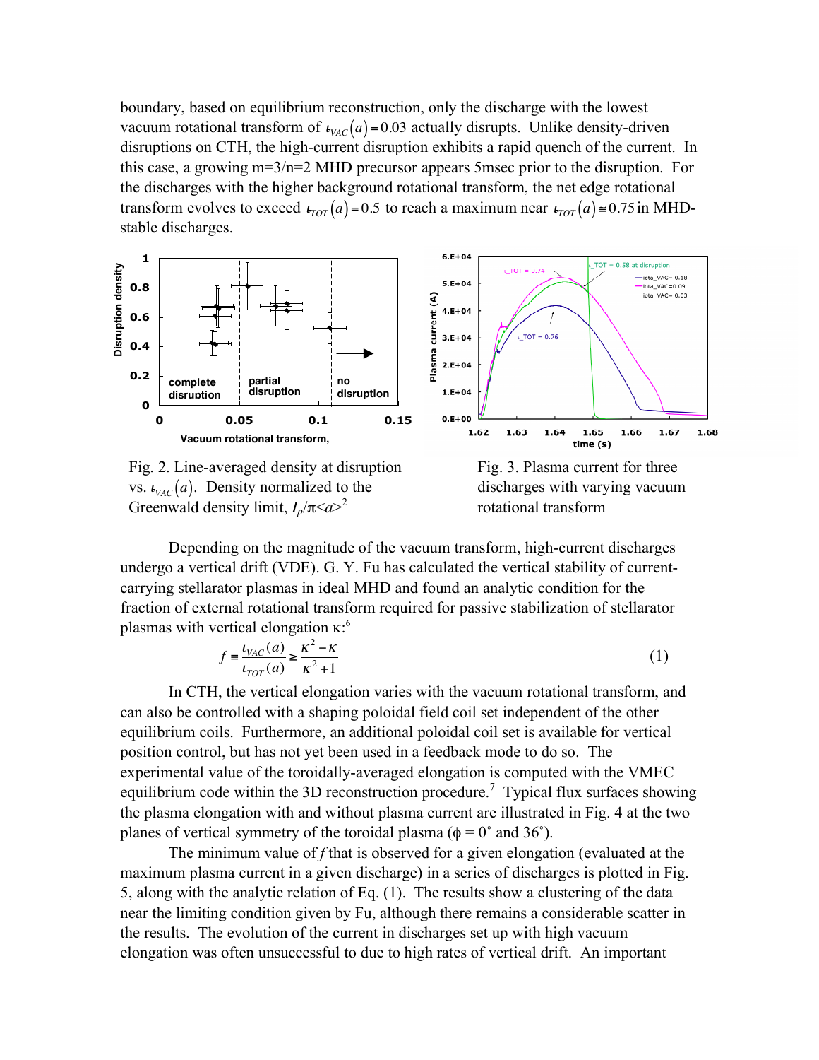boundary, based on equilibrium reconstruction, only the discharge with the lowest vacuum rotational transform of $\iota_{VAC}(a) = 0.03$ actually disrupts. Unlike density-driven disruptions on CTH, the high-current disruption exhibits a rapid quench of the current. In this case, a growing m=3/n=2 MHD precursor appears 5msec prior to the disruption. For the discharges with the higher background rotational transform, the net edge rotational transform evolves to exceed $\iota_{TOT}(a) = 0.5$ to reach a maximum near $\iota_{TOT}(a) \cong 0.75$ in MHD-stable discharges.

Fig. 2. Line-averaged density at disruption vs. $\iota_{VAC}(a)$. Density normalized to the Greenwald density limit, $I_p/\pi\langle a\rangle^2$

Fig. 3. Plasma current for three discharges with varying vacuum rotational transform

Depending on the magnitude of the vacuum transform, high-current discharges undergo a vertical drift (VDE). G. Y. Fu has calculated the vertical stability of current-carrying stellarator plasmas in ideal MHD and found an analytic condition for the fraction of external rotational transform required for passive stabilization of stellarator plasmas with vertical elongation κ:[6]

$$f \equiv \frac{\iota_{VAC}(a)}{\iota_{TOT}(a)} \geq \frac{\kappa^2 - \kappa}{\kappa^2 + 1} \tag{1}$$

In CTH, the vertical elongation varies with the vacuum rotational transform, and can also be controlled with a shaping poloidal field coil set independent of the other equilibrium coils. Furthermore, an additional poloidal coil set is available for vertical position control, but has not yet been used in a feedback mode to do so. The experimental value of the toroidally-averaged elongation is computed with the VMEC equilibrium code within the 3D reconstruction procedure.[7] Typical flux surfaces showing the plasma elongation with and without plasma current are illustrated in Fig. 4 at the two planes of vertical symmetry of the toroidal plasma (ϕ = 0˚ and 36˚).

The minimum value of *f* that is observed for a given elongation (evaluated at the maximum plasma current in a given discharge) in a series of discharges is plotted in Fig. 5, along with the analytic relation of Eq. (1). The results show a clustering of the data near the limiting condition given by Fu, although there remains a considerable scatter in the results. The evolution of the current in discharges set up with high vacuum elongation was often unsuccessful to due to high rates of vertical drift. An important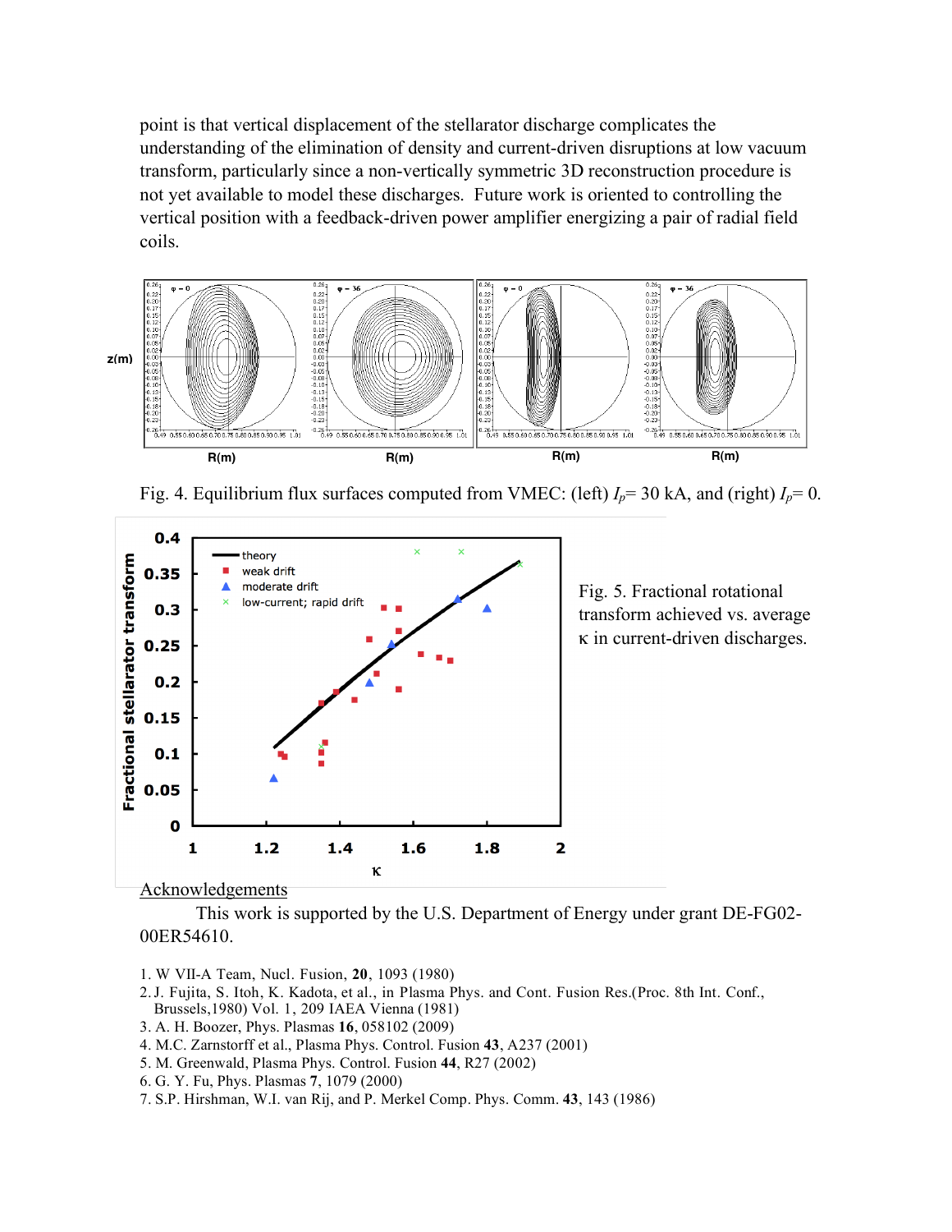point is that vertical displacement of the stellarator discharge complicates the understanding of the elimination of density and current-driven disruptions at low vacuum transform, particularly since a non-vertically symmetric 3D reconstruction procedure is not yet available to model these discharges. Future work is oriented to controlling the vertical position with a feedback-driven power amplifier energizing a pair of radial field coils.

z(m)

φ = 0

φ = 36

φ = 0

φ = 36

R(m)

R(m)

R(m)

R(m)

Fig. 4. Equilibrium flux surfaces computed from VMEC: (left) $I_p$= 30 kA, and (right) $I_p$= 0.

Fractional stellarator transform

0.4
0.35
0.3
0.25
0.2
0.15
0.1
0.05
0

1
1.2
1.4
1.6
1.8
2

κ

theory
weak drift
moderate drift
low-current; rapid drift

Fig. 5. Fractional rotational transform achieved vs. average κ in current-driven discharges.

Acknowledgements

This work is supported by the U.S. Department of Energy under grant DE-FG02-00ER54610.

1. W VII-A Team, Nucl. Fusion, **20**, 1093 (1980)
2. J. Fujita, S. Itoh, K. Kadota, et al., in Plasma Phys. and Cont. Fusion Res.(Proc. 8th Int. Conf., Brussels,1980) Vol. 1, 209 IAEA Vienna (1981)
3. A. H. Boozer, Phys. Plasmas **16**, 058102 (2009)
4. M.C. Zarnstorff et al., Plasma Phys. Control. Fusion **43**, A237 (2001)
5. M. Greenwald, Plasma Phys. Control. Fusion **44**, R27 (2002)
6. G. Y. Fu, Phys. Plasmas **7**, 1079 (2000)
7. S.P. Hirshman, W.I. van Rij, and P. Merkel Comp. Phys. Comm. **43**, 143 (1986)